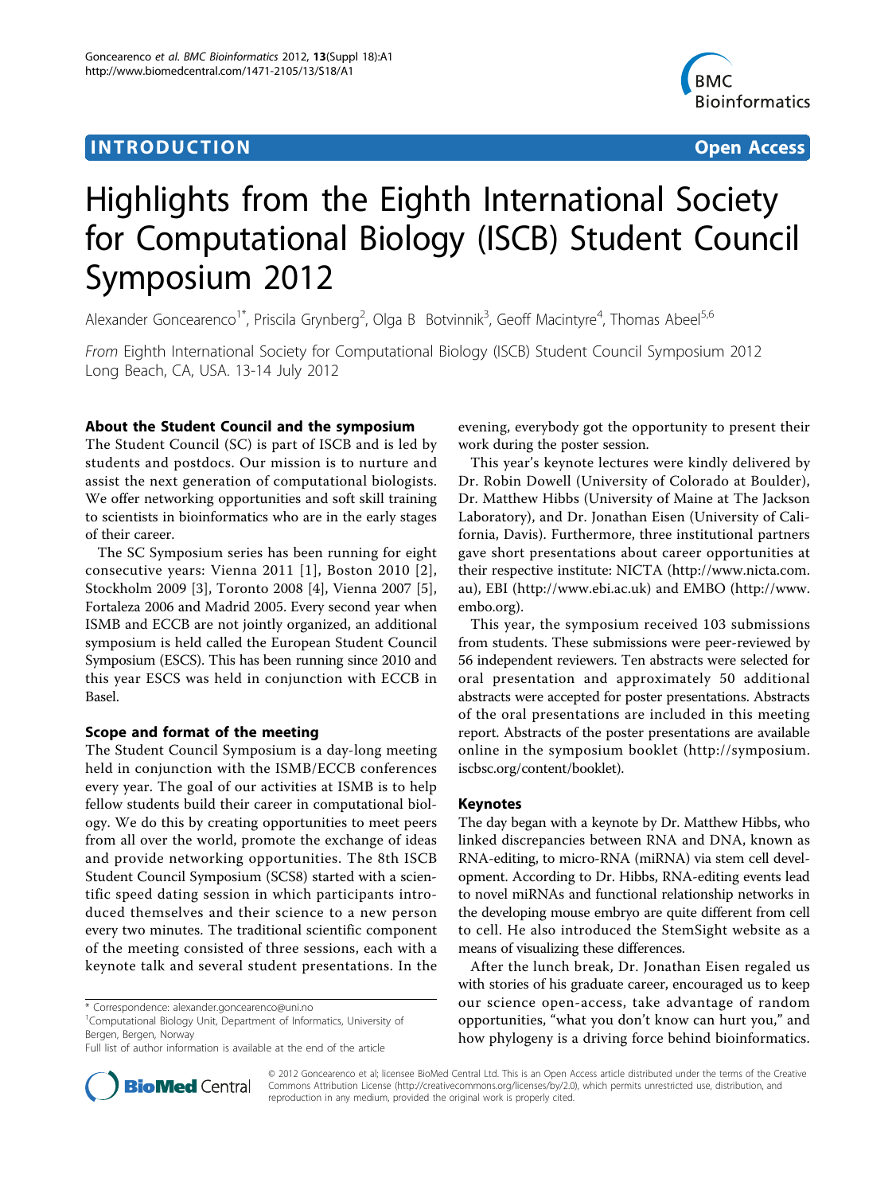INTRODUCTION

Open Access

# Highlights from the Eighth International Society for Computational Biology (ISCB) Student Council Symposium 2012

Alexander Goncearenco[1*], Priscila Grynberg[2], Olga B Botvinnik[3], Geoff Macintyre[4], Thomas Abeel[5,6]

*From* Eighth International Society for Computational Biology (ISCB) Student Council Symposium 2012
Long Beach, CA, USA. 13-14 July 2012

## About the Student Council and the symposium

The Student Council (SC) is part of ISCB and is led by students and postdocs. Our mission is to nurture and assist the next generation of computational biologists. We offer networking opportunities and soft skill training to scientists in bioinformatics who are in the early stages of their career.

The SC Symposium series has been running for eight consecutive years: Vienna 2011 [1], Boston 2010 [2], Stockholm 2009 [3], Toronto 2008 [4], Vienna 2007 [5], Fortaleza 2006 and Madrid 2005. Every second year when ISMB and ECCB are not jointly organized, an additional symposium is held called the European Student Council Symposium (ESCS). This has been running since 2010 and this year ESCS was held in conjunction with ECCB in Basel.

## Scope and format of the meeting

The Student Council Symposium is a day-long meeting held in conjunction with the ISMB/ECCB conferences every year. The goal of our activities at ISMB is to help fellow students build their career in computational biology. We do this by creating opportunities to meet peers from all over the world, promote the exchange of ideas and provide networking opportunities. The 8th ISCB Student Council Symposium (SCS8) started with a scientific speed dating session in which participants introduced themselves and their science to a new person every two minutes. The traditional scientific component of the meeting consisted of three sessions, each with a keynote talk and several student presentations. In the evening, everybody got the opportunity to present their work during the poster session.

This year's keynote lectures were kindly delivered by Dr. Robin Dowell (University of Colorado at Boulder), Dr. Matthew Hibbs (University of Maine at The Jackson Laboratory), and Dr. Jonathan Eisen (University of California, Davis). Furthermore, three institutional partners gave short presentations about career opportunities at their respective institute: NICTA (http://www.nicta.com.au), EBI (http://www.ebi.ac.uk) and EMBO (http://www.embo.org).

This year, the symposium received 103 submissions from students. These submissions were peer-reviewed by 56 independent reviewers. Ten abstracts were selected for oral presentation and approximately 50 additional abstracts were accepted for poster presentations. Abstracts of the oral presentations are included in this meeting report. Abstracts of the poster presentations are available online in the symposium booklet (http://symposium.iscbsc.org/content/booklet).

## Keynotes

The day began with a keynote by Dr. Matthew Hibbs, who linked discrepancies between RNA and DNA, known as RNA-editing, to micro-RNA (miRNA) via stem cell development. According to Dr. Hibbs, RNA-editing events lead to novel miRNAs and functional relationship networks in the developing mouse embryo are quite different from cell to cell. He also introduced the StemSight website as a means of visualizing these differences.

After the lunch break, Dr. Jonathan Eisen regaled us with stories of his graduate career, encouraged us to keep our science open-access, take advantage of random opportunities, "what you don't know can hurt you," and how phylogeny is a driving force behind bioinformatics.

\* Correspondence: alexander.goncearenco@uni.no
[1]Computational Biology Unit, Department of Informatics, University of Bergen, Bergen, Norway
Full list of author information is available at the end of the article

© 2012 Goncearenco et al; licensee BioMed Central Ltd. This is an Open Access article distributed under the terms of the Creative Commons Attribution License (http://creativecommons.org/licenses/by/2.0), which permits unrestricted use, distribution, and reproduction in any medium, provided the original work is properly cited.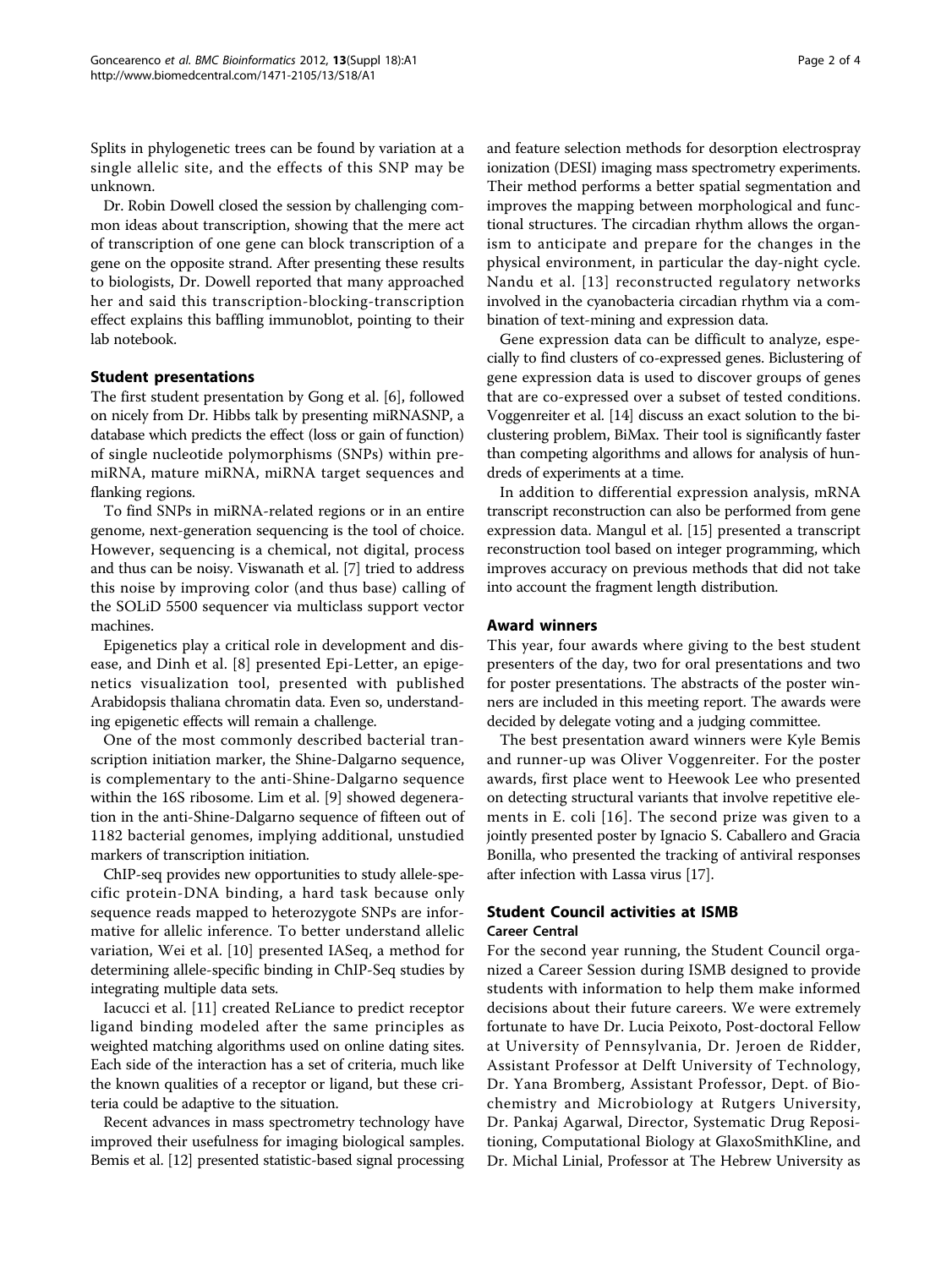Splits in phylogenetic trees can be found by variation at a single allelic site, and the effects of this SNP may be unknown.

Dr. Robin Dowell closed the session by challenging common ideas about transcription, showing that the mere act of transcription of one gene can block transcription of a gene on the opposite strand. After presenting these results to biologists, Dr. Dowell reported that many approached her and said this transcription-blocking-transcription effect explains this baffling immunoblot, pointing to their lab notebook.

## Student presentations

The first student presentation by Gong et al. [6], followed on nicely from Dr. Hibbs talk by presenting miRNASNP, a database which predicts the effect (loss or gain of function) of single nucleotide polymorphisms (SNPs) within pre-miRNA, mature miRNA, miRNA target sequences and flanking regions.

To find SNPs in miRNA-related regions or in an entire genome, next-generation sequencing is the tool of choice. However, sequencing is a chemical, not digital, process and thus can be noisy. Viswanath et al. [7] tried to address this noise by improving color (and thus base) calling of the SOLiD 5500 sequencer via multiclass support vector machines.

Epigenetics play a critical role in development and disease, and Dinh et al. [8] presented Epi-Letter, an epigenetics visualization tool, presented with published Arabidopsis thaliana chromatin data. Even so, understanding epigenetic effects will remain a challenge.

One of the most commonly described bacterial transcription initiation marker, the Shine-Dalgarno sequence, is complementary to the anti-Shine-Dalgarno sequence within the 16S ribosome. Lim et al. [9] showed degeneration in the anti-Shine-Dalgarno sequence of fifteen out of 1182 bacterial genomes, implying additional, unstudied markers of transcription initiation.

ChIP-seq provides new opportunities to study allele-specific protein-DNA binding, a hard task because only sequence reads mapped to heterozygote SNPs are informative for allelic inference. To better understand allelic variation, Wei et al. [10] presented IASeq, a method for determining allele-specific binding in ChIP-Seq studies by integrating multiple data sets.

Iacucci et al. [11] created ReLiance to predict receptor ligand binding modeled after the same principles as weighted matching algorithms used on online dating sites. Each side of the interaction has a set of criteria, much like the known qualities of a receptor or ligand, but these criteria could be adaptive to the situation.

Recent advances in mass spectrometry technology have improved their usefulness for imaging biological samples. Bemis et al. [12] presented statistic-based signal processing and feature selection methods for desorption electrospray ionization (DESI) imaging mass spectrometry experiments. Their method performs a better spatial segmentation and improves the mapping between morphological and functional structures. The circadian rhythm allows the organism to anticipate and prepare for the changes in the physical environment, in particular the day-night cycle. Nandu et al. [13] reconstructed regulatory networks involved in the cyanobacteria circadian rhythm via a combination of text-mining and expression data.

Gene expression data can be difficult to analyze, especially to find clusters of co-expressed genes. Biclustering of gene expression data is used to discover groups of genes that are co-expressed over a subset of tested conditions. Voggenreiter et al. [14] discuss an exact solution to the biclustering problem, BiMax. Their tool is significantly faster than competing algorithms and allows for analysis of hundreds of experiments at a time.

In addition to differential expression analysis, mRNA transcript reconstruction can also be performed from gene expression data. Mangul et al. [15] presented a transcript reconstruction tool based on integer programming, which improves accuracy on previous methods that did not take into account the fragment length distribution.

## Award winners

This year, four awards where giving to the best student presenters of the day, two for oral presentations and two for poster presentations. The abstracts of the poster winners are included in this meeting report. The awards were decided by delegate voting and a judging committee.

The best presentation award winners were Kyle Bemis and runner-up was Oliver Voggenreiter. For the poster awards, first place went to Heewook Lee who presented on detecting structural variants that involve repetitive elements in E. coli [16]. The second prize was given to a jointly presented poster by Ignacio S. Caballero and Gracia Bonilla, who presented the tracking of antiviral responses after infection with Lassa virus [17].

## Student Council activities at ISMB

### Career Central

For the second year running, the Student Council organized a Career Session during ISMB designed to provide students with information to help them make informed decisions about their future careers. We were extremely fortunate to have Dr. Lucia Peixoto, Post-doctoral Fellow at University of Pennsylvania, Dr. Jeroen de Ridder, Assistant Professor at Delft University of Technology, Dr. Yana Bromberg, Assistant Professor, Dept. of Biochemistry and Microbiology at Rutgers University, Dr. Pankaj Agarwal, Director, Systematic Drug Repositioning, Computational Biology at GlaxoSmithKline, and Dr. Michal Linial, Professor at The Hebrew University as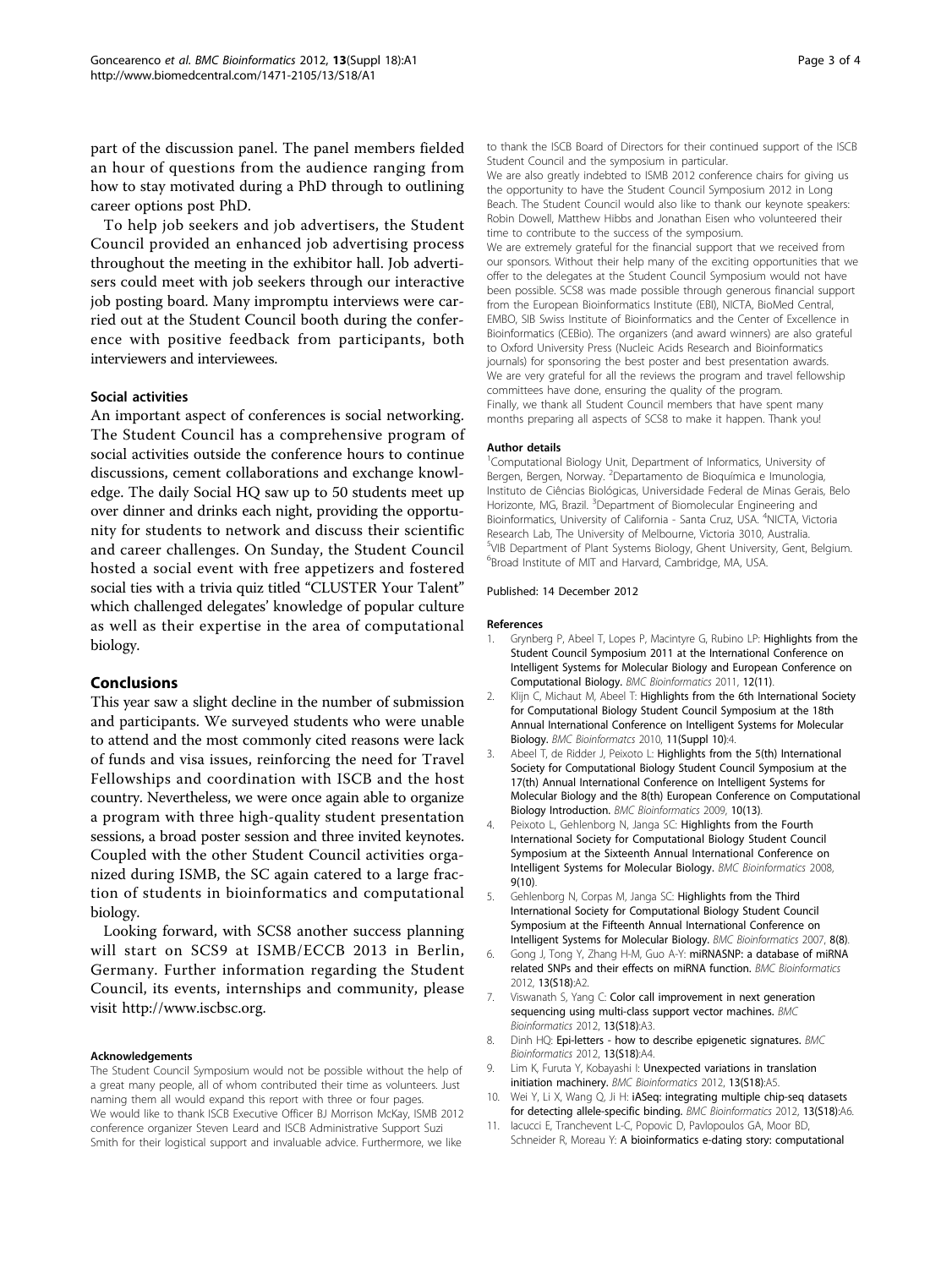part of the discussion panel. The panel members fielded an hour of questions from the audience ranging from how to stay motivated during a PhD through to outlining career options post PhD.

To help job seekers and job advertisers, the Student Council provided an enhanced job advertising process throughout the meeting in the exhibitor hall. Job advertisers could meet with job seekers through our interactive job posting board. Many impromptu interviews were carried out at the Student Council booth during the conference with positive feedback from participants, both interviewers and interviewees.

### Social activities

An important aspect of conferences is social networking. The Student Council has a comprehensive program of social activities outside the conference hours to continue discussions, cement collaborations and exchange knowledge. The daily Social HQ saw up to 50 students meet up over dinner and drinks each night, providing the opportunity for students to network and discuss their scientific and career challenges. On Sunday, the Student Council hosted a social event with free appetizers and fostered social ties with a trivia quiz titled "CLUSTER Your Talent" which challenged delegates' knowledge of popular culture as well as their expertise in the area of computational biology.

## Conclusions

This year saw a slight decline in the number of submission and participants. We surveyed students who were unable to attend and the most commonly cited reasons were lack of funds and visa issues, reinforcing the need for Travel Fellowships and coordination with ISCB and the host country. Nevertheless, we were once again able to organize a program with three high-quality student presentation sessions, a broad poster session and three invited keynotes. Coupled with the other Student Council activities organized during ISMB, the SC again catered to a large fraction of students in bioinformatics and computational biology.

Looking forward, with SCS8 another success planning will start on SCS9 at ISMB/ECCB 2013 in Berlin, Germany. Further information regarding the Student Council, its events, internships and community, please visit http://www.iscbsc.org.

#### Acknowledgements

The Student Council Symposium would not be possible without the help of a great many people, all of whom contributed their time as volunteers. Just naming them all would expand this report with three or four pages.
We would like to thank ISCB Executive Officer BJ Morrison McKay, ISMB 2012 conference organizer Steven Leard and ISCB Administrative Support Suzi Smith for their logistical support and invaluable advice. Furthermore, we like to thank the ISCB Board of Directors for their continued support of the ISCB Student Council and the symposium in particular.
We are also greatly indebted to ISMB 2012 conference chairs for giving us the opportunity to have the Student Council Symposium 2012 in Long Beach. The Student Council would also like to thank our keynote speakers: Robin Dowell, Matthew Hibbs and Jonathan Eisen who volunteered their time to contribute to the success of the symposium.
We are extremely grateful for the financial support that we received from our sponsors. Without their help many of the exciting opportunities that we offer to the delegates at the Student Council Symposium would not have been possible. SCS8 was made possible through generous financial support from the European Bioinformatics Institute (EBI), NICTA, BioMed Central, EMBO, SIB Swiss Institute of Bioinformatics and the Center of Excellence in Bioinformatics (CEBio). The organizers (and award winners) are also grateful to Oxford University Press (Nucleic Acids Research and Bioinformatics journals) for sponsoring the best poster and best presentation awards.
We are very grateful for all the reviews the program and travel fellowship committees have done, ensuring the quality of the program.
Finally, we thank all Student Council members that have spent many months preparing all aspects of SCS8 to make it happen. Thank you!

#### Author details

[1]Computational Biology Unit, Department of Informatics, University of Bergen, Bergen, Norway. [2]Departamento de Bioquímica e Imunologia, Instituto de Ciências Biológicas, Universidade Federal de Minas Gerais, Belo Horizonte, MG, Brazil. [3]Department of Biomolecular Engineering and Bioinformatics, University of California - Santa Cruz, USA. [4]NICTA, Victoria Research Lab, The University of Melbourne, Victoria 3010, Australia. [5]VIB Department of Plant Systems Biology, Ghent University, Gent, Belgium. [6]Broad Institute of MIT and Harvard, Cambridge, MA, USA.

Published: 14 December 2012

#### References

1. Grynberg P, Abeel T, Lopes P, Macintyre G, Rubino LP: **Highlights from the Student Council Symposium 2011 at the International Conference on Intelligent Systems for Molecular Biology and European Conference on Computational Biology.** *BMC Bioinformatics* 2011, **12(11)**.
2. Klijn C, Michaut M, Abeel T: **Highlights from the 6th International Society for Computational Biology Student Council Symposium at the 18th Annual International Conference on Intelligent Systems for Molecular Biology.** *BMC Bioinformatics* 2010, **11(Suppl 10)**:4.
3. Abeel T, de Ridder J, Peixoto L: **Highlights from the 5(th) International Society for Computational Biology Student Council Symposium at the 17(th) Annual International Conference on Intelligent Systems for Molecular Biology and the 8(th) European Conference on Computational Biology Introduction.** *BMC Bioinformatics* 2009, **10(13)**.
4. Peixoto L, Gehlenborg N, Janga SC: **Highlights from the Fourth International Society for Computational Biology Student Council Symposium at the Sixteenth Annual International Conference on Intelligent Systems for Molecular Biology.** *BMC Bioinformatics* 2008, **9(10)**.
5. Gehlenborg N, Corpas M, Janga SC: **Highlights from the Third International Society for Computational Biology Student Council Symposium at the Fifteenth Annual International Conference on Intelligent Systems for Molecular Biology.** *BMC Bioinformatics* 2007, **8(8)**.
6. Gong J, Tong Y, Zhang H-M, Guo A-Y: **miRNASNP: a database of miRNA related SNPs and their effects on miRNA function.** *BMC Bioinformatics* 2012, **13(S18)**:A2.
7. Viswanath S, Yang C: **Color call improvement in next generation sequencing using multi-class support vector machines.** *BMC Bioinformatics* 2012, **13(S18)**:A3.
8. Dinh HQ: **Epi-letters - how to describe epigenetic signatures.** *BMC Bioinformatics* 2012, **13(S18)**:A4.
9. Lim K, Furuta Y, Kobayashi I: **Unexpected variations in translation initiation machinery.** *BMC Bioinformatics* 2012, **13(S18)**:A5.
10. Wei Y, Li X, Wang Q, Ji H: **iASeq: integrating multiple chip-seq datasets for detecting allele-specific binding.** *BMC Bioinformatics* 2012, **13(S18)**:A6.
11. Iacucci E, Tranchevent L-C, Popovic D, Pavlopoulos GA, Moor BD, Schneider R, Moreau Y: **A bioinformatics e-dating story: computational**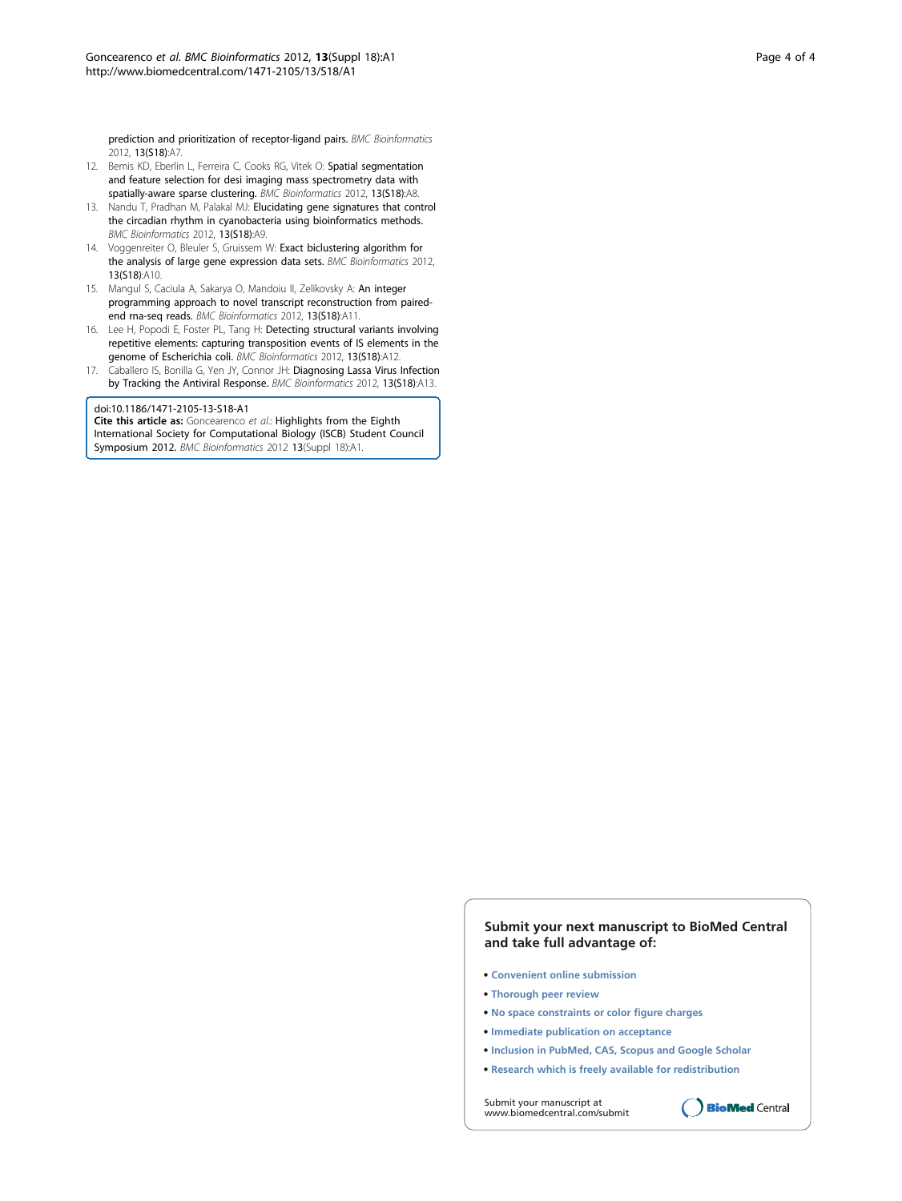prediction and prioritization of receptor-ligand pairs. *BMC Bioinformatics* 2012, **13(S18)**:A7.

12. Bemis KD, Eberlin L, Ferreira C, Cooks RG, Vitek O: **Spatial segmentation and feature selection for desi imaging mass spectrometry data with spatially-aware sparse clustering.** *BMC Bioinformatics* 2012, **13(S18)**:A8.
13. Nandu T, Pradhan M, Palakal MJ: **Elucidating gene signatures that control the circadian rhythm in cyanobacteria using bioinformatics methods.** *BMC Bioinformatics* 2012, **13(S18)**:A9.
14. Voggenreiter O, Bleuler S, Gruissem W: **Exact biclustering algorithm for the analysis of large gene expression data sets.** *BMC Bioinformatics* 2012, **13(S18)**:A10.
15. Mangul S, Caciula A, Sakarya O, Mandoiu II, Zelikovsky A: **An integer programming approach to novel transcript reconstruction from paired-end rna-seq reads.** *BMC Bioinformatics* 2012, **13(S18)**:A11.
16. Lee H, Popodi E, Foster PL, Tang H: **Detecting structural variants involving repetitive elements: capturing transposition events of IS elements in the genome of Escherichia coli.** *BMC Bioinformatics* 2012, **13(S18)**:A12.
17. Caballero IS, Bonilla G, Yen JY, Connor JH: **Diagnosing Lassa Virus Infection by Tracking the Antiviral Response.** *BMC Bioinformatics* 2012, **13(S18)**:A13.

doi:10.1186/1471-2105-13-S18-A1

**Cite this article as:** Goncearenco *et al.*: **Highlights from the Eighth International Society for Computational Biology (ISCB) Student Council Symposium 2012.** *BMC Bioinformatics* 2012 **13**(Suppl 18):A1.

**Submit your next manuscript to BioMed Central and take full advantage of:**

- **Convenient online submission**
- **Thorough peer review**
- **No space constraints or color figure charges**
- **Immediate publication on acceptance**
- **Inclusion in PubMed, CAS, Scopus and Google Scholar**
- **Research which is freely available for redistribution**

Submit your manuscript at
www.biomedcentral.com/submit

BioMed Central